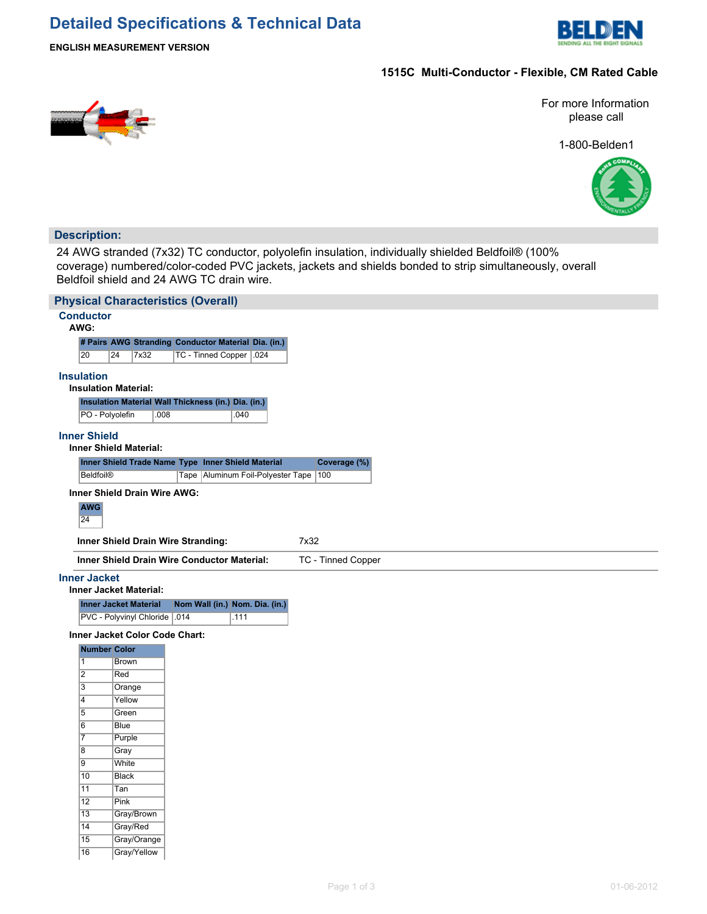# Detailed Specifications & Technical Data

**ENGLISH MEASUREMENT VERSION**

**1515C Multi-Conductor - Flexible, CM Rated Cable**

For more Information please call

1-800-Belden1

## Description:

24 AWG stranded (7x32) TC conductor, polyolefin insulation, individually shielded Beldfoil® (100% coverage) numbered/color-coded PVC jackets, jackets and shields bonded to strip simultaneously, overall Beldfoil shield and 24 AWG TC drain wire.

## Physical Characteristics (Overall)

### Conductor

**AWG:**

| # Pairs | AWG | Stranding | Conductor Material | Dia. (in.) |
|---|---|---|---|---|
| 20 | 24 | 7x32 | TC - Tinned Copper | .024 |

### Insulation

**Insulation Material:**

| Insulation Material | Wall Thickness (in.) | Dia. (in.) |
|---|---|---|
| PO - Polyolefin | .008 | .040 |

### Inner Shield

**Inner Shield Material:**

| Inner Shield Trade Name | Type | Inner Shield Material | Coverage (%) |
|---|---|---|---|
| Beldfoil® | Tape | Aluminum Foil-Polyester Tape | 100 |

**Inner Shield Drain Wire AWG:**

| AWG |
|---|
| 24 |

| | |
|---|---|
| **Inner Shield Drain Wire Stranding:** | 7x32 |
| **Inner Shield Drain Wire Conductor Material:** | TC - Tinned Copper |

### Inner Jacket

**Inner Jacket Material:**

| Inner Jacket Material | Nom Wall (in.) | Nom. Dia. (in.) |
|---|---|---|
| PVC - Polyvinyl Chloride | .014 | .111 |

**Inner Jacket Color Code Chart:**

| Number | Color |
|---|---|
| 1 | Brown |
| 2 | Red |
| 3 | Orange |
| 4 | Yellow |
| 5 | Green |
| 6 | Blue |
| 7 | Purple |
| 8 | Gray |
| 9 | White |
| 10 | Black |
| 11 | Tan |
| 12 | Pink |
| 13 | Gray/Brown |
| 14 | Gray/Red |
| 15 | Gray/Orange |
| 16 | Gray/Yellow |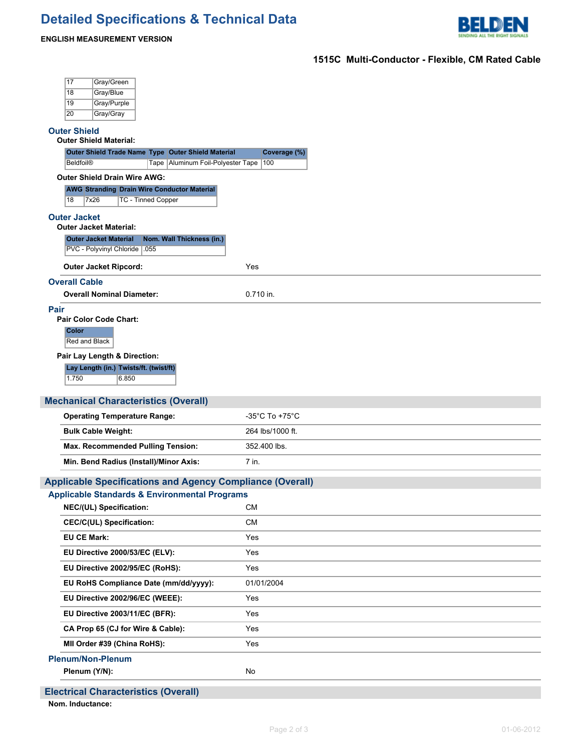| | |
|---|---|
| 17 | Gray/Green |
| 18 | Gray/Blue |
| 19 | Gray/Purple |
| 20 | Gray/Gray |

## Outer Shield

**Outer Shield Material:**

| Outer Shield Trade Name | Type | Outer Shield Material | Coverage (%) |
|---|---|---|---|
| Beldfoil® | Tape | Aluminum Foil-Polyester Tape | 100 |

**Outer Shield Drain Wire AWG:**

| AWG | Stranding | Drain Wire Conductor Material |
|---|---|---|
| 18 | 7x26 | TC - Tinned Copper |

## Outer Jacket

**Outer Jacket Material:**

| Outer Jacket Material | Nom. Wall Thickness (in.) |
|---|---|
| PVC - Polyvinyl Chloride | .055 |

**Outer Jacket Ripcord:** Yes

## Overall Cable

**Overall Nominal Diameter:** 0.710 in.

## Pair

**Pair Color Code Chart:**

| Color |
|---|
| Red and Black |

**Pair Lay Length & Direction:**

| Lay Length (in.) | Twists/ft. (twist/ft) |
|---|---|
| 1.750 | 6.850 |

# Mechanical Characteristics (Overall)

| | |
|---|---|
| **Operating Temperature Range:** | -35°C To +75°C |
| **Bulk Cable Weight:** | 264 lbs/1000 ft. |
| **Max. Recommended Pulling Tension:** | 352.400 lbs. |
| **Min. Bend Radius (Install)/Minor Axis:** | 7 in. |

# Applicable Specifications and Agency Compliance (Overall)

## Applicable Standards & Environmental Programs

| | |
|---|---|
| **NEC/(UL) Specification:** | CM |
| **CEC/C(UL) Specification:** | CM |
| **EU CE Mark:** | Yes |
| **EU Directive 2000/53/EC (ELV):** | Yes |
| **EU Directive 2002/95/EC (RoHS):** | Yes |
| **EU RoHS Compliance Date (mm/dd/yyyy):** | 01/01/2004 |
| **EU Directive 2002/96/EC (WEEE):** | Yes |
| **EU Directive 2003/11/EC (BFR):** | Yes |
| **CA Prop 65 (CJ for Wire & Cable):** | Yes |
| **MII Order #39 (China RoHS):** | Yes |

## Plenum/Non-Plenum

**Plenum (Y/N):** No

# Electrical Characteristics (Overall)

**Nom. Inductance:**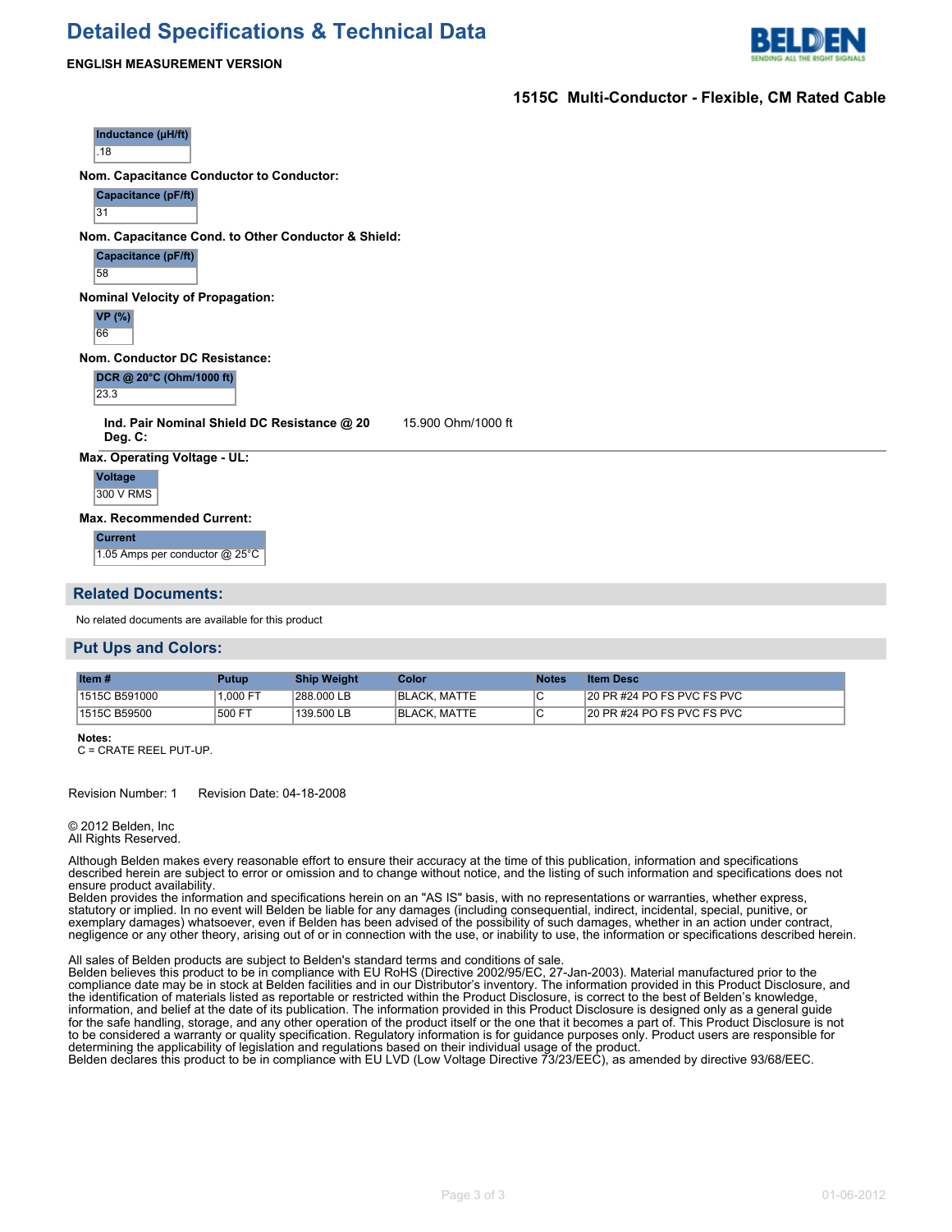| Inductance (µH/ft) |
|---|
| .18 |

**Nom. Capacitance Conductor to Conductor:**

| Capacitance (pF/ft) |
|---|
| 31 |

**Nom. Capacitance Cond. to Other Conductor & Shield:**

| Capacitance (pF/ft) |
|---|
| 58 |

**Nominal Velocity of Propagation:**

| VP (%) |
|---|
| 66 |

**Nom. Conductor DC Resistance:**

| DCR @ 20°C (Ohm/1000 ft) |
|---|
| 23.3 |

**Ind. Pair Nominal Shield DC Resistance @ 20 Deg. C:** 15.900 Ohm/1000 ft

**Max. Operating Voltage - UL:**

| Voltage |
|---|
| 300 V RMS |

**Max. Recommended Current:**

| Current |
|---|
| 1.05 Amps per conductor @ 25°C |

## Related Documents:

No related documents are available for this product

## Put Ups and Colors:

| Item # | Putup | Ship Weight | Color | Notes | Item Desc |
|---|---|---|---|---|---|
| 1515C B591000 | 1,000 FT | 288.000 LB | BLACK, MATTE | C | 20 PR #24 PO FS PVC FS PVC |
| 1515C B59500 | 500 FT | 139.500 LB | BLACK, MATTE | C | 20 PR #24 PO FS PVC FS PVC |

**Notes:**
C = CRATE REEL PUT-UP.

Revision Number: 1 Revision Date: 04-18-2008

© 2012 Belden, Inc
All Rights Reserved.

Although Belden makes every reasonable effort to ensure their accuracy at the time of this publication, information and specifications described herein are subject to error or omission and to change without notice, and the listing of such information and specifications does not ensure product availability.
Belden provides the information and specifications herein on an "AS IS" basis, with no representations or warranties, whether express, statutory or implied. In no event will Belden be liable for any damages (including consequential, indirect, incidental, special, punitive, or exemplary damages) whatsoever, even if Belden has been advised of the possibility of such damages, whether in an action under contract, negligence or any other theory, arising out of or in connection with the use, or inability to use, the information or specifications described herein.

All sales of Belden products are subject to Belden's standard terms and conditions of sale.
Belden believes this product to be in compliance with EU RoHS (Directive 2002/95/EC, 27-Jan-2003). Material manufactured prior to the compliance date may be in stock at Belden facilities and in our Distributor's inventory. The information provided in this Product Disclosure, and the identification of materials listed as reportable or restricted within the Product Disclosure, is correct to the best of Belden's knowledge, information, and belief at the date of its publication. The information provided in this Product Disclosure is designed only as a general guide for the safe handling, storage, and any other operation of the product itself or the one that it becomes a part of. This Product Disclosure is not to be considered a warranty or quality specification. Regulatory information is for guidance purposes only. Product users are responsible for determining the applicability of legislation and regulations based on their individual usage of the product.
Belden declares this product to be in compliance with EU LVD (Low Voltage Directive 73/23/EEC), as amended by directive 93/68/EEC.